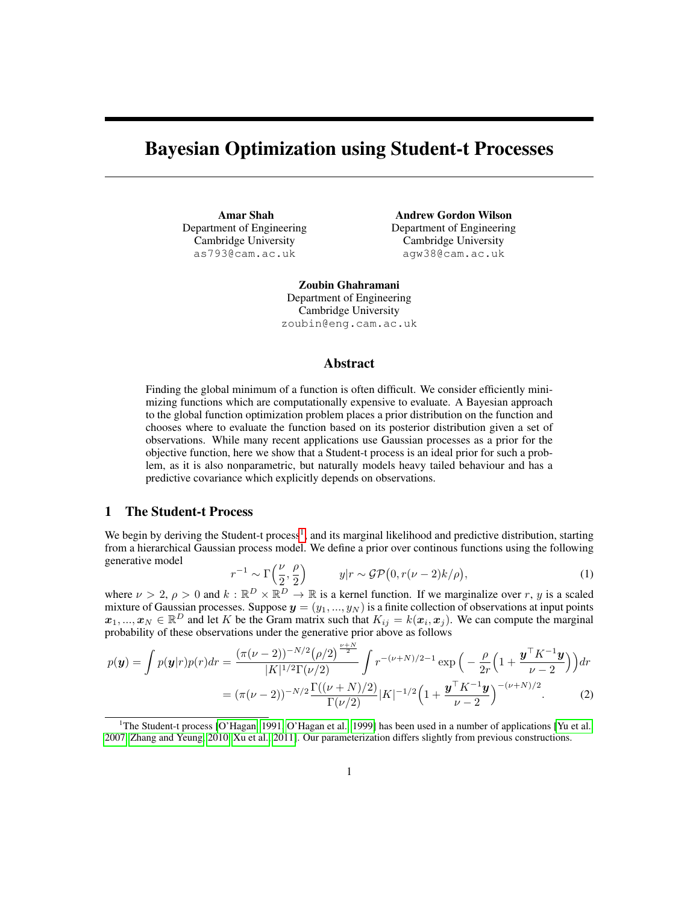# Bayesian Optimization using Student-t Processes

**Amar Shah**
Department of Engineering
Cambridge University
as793@cam.ac.uk

**Andrew Gordon Wilson**
Department of Engineering
Cambridge University
agw38@cam.ac.uk

**Zoubin Ghahramani**
Department of Engineering
Cambridge University
zoubin@eng.cam.ac.uk

## Abstract

Finding the global minimum of a function is often difficult. We consider efficiently minimizing functions which are computationally expensive to evaluate. A Bayesian approach to the global function optimization problem places a prior distribution on the function and chooses where to evaluate the function based on its posterior distribution given a set of observations. While many recent applications use Gaussian processes as a prior for the objective function, here we show that a Student-t process is an ideal prior for such a problem, as it is also nonparametric, but naturally models heavy tailed behaviour and has a predictive covariance which explicitly depends on observations.

## 1 The Student-t Process

We begin by deriving the Student-t process[1], and its marginal likelihood and predictive distribution, starting from a hierarchical Gaussian process model. We define a prior over continous functions using the following generative model

$$r^{-1} \sim \Gamma\Big(\frac{\nu}{2}, \frac{\rho}{2}\Big) \qquad y|r \sim \mathcal{GP}\big(0, r(\nu-2)k/\rho\big), \tag{1}$$

where $\nu > 2$, $\rho > 0$ and $k : \mathbb{R}^D \times \mathbb{R}^D \to \mathbb{R}$ is a kernel function. If we marginalize over $r$, $y$ is a scaled mixture of Gaussian processes. Suppose $\boldsymbol{y} = (y_1, ..., y_N)$ is a finite collection of observations at input points $\boldsymbol{x}_1, ..., \boldsymbol{x}_N \in \mathbb{R}^D$ and let $K$ be the Gram matrix such that $K_{ij} = k(\boldsymbol{x}_i, \boldsymbol{x}_j)$. We can compute the marginal probability of these observations under the generative prior above as follows

$$\begin{aligned} p(\boldsymbol{y}) = \int p(\boldsymbol{y}|r)p(r)dr &= \frac{(\pi(\nu-2))^{-N/2}\big(\rho/2\big)^{\frac{\nu+N}{2}}}{|K|^{1/2}\Gamma(\nu/2)} \int r^{-(\nu+N)/2-1} \exp\Big(-\frac{\rho}{2r}\Big(1 + \frac{\boldsymbol{y}^\top K^{-1}\boldsymbol{y}}{\nu-2}\Big)\Big)dr \\ &= (\pi(\nu-2))^{-N/2}\frac{\Gamma((\nu+N)/2)}{\Gamma(\nu/2)}|K|^{-1/2}\Big(1 + \frac{\boldsymbol{y}^\top K^{-1}\boldsymbol{y}}{\nu-2}\Big)^{-(\nu+N)/2}. \end{aligned} \tag{2}$$

[1] The Student-t process [O'Hagan, 1991, O'Hagan et al., 1999] has been used in a number of applications [Yu et al., 2007, Zhang and Yeung, 2010, Xu et al., 2011]. Our parameterization differs slightly from previous constructions.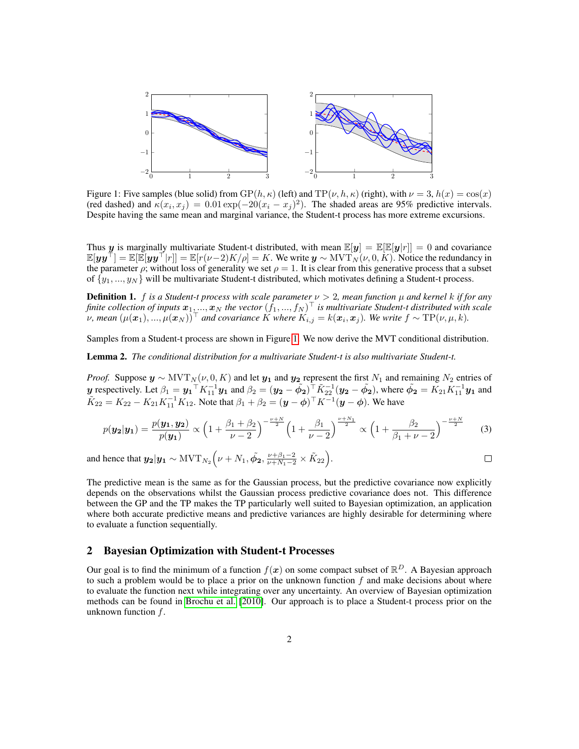Figure 1: Five samples (blue solid) from $\text{GP}(h, \kappa)$ (left) and $\text{TP}(\nu, h, \kappa)$ (right), with $\nu = 3$, $h(x) = \cos(x)$ (red dashed) and $\kappa(x_i, x_j) = 0.01 \exp(-20(x_i - x_j)^2)$. The shaded areas are 95% predictive intervals. Despite having the same mean and marginal variance, the Student-t process has more extreme excursions.

Thus $\boldsymbol{y}$ is marginally multivariate Student-t distributed, with mean $\mathbb{E}[\boldsymbol{y}] = \mathbb{E}[\mathbb{E}[\boldsymbol{y}|r]] = 0$ and covariance $\mathbb{E}[\boldsymbol{y}\boldsymbol{y}^\top] = \mathbb{E}[\mathbb{E}[\boldsymbol{y}\boldsymbol{y}^\top|r]] = \mathbb{E}[r(\nu-2)K/\rho] = K$. We write $\boldsymbol{y} \sim \text{MVT}_N(\nu, 0, K)$. Notice the redundancy in the parameter $\rho$; without loss of generality we set $\rho = 1$. It is clear from this generative process that a subset of $\{y_1, ..., y_N\}$ will be multivariate Student-t distributed, which motivates defining a Student-t process.

**Definition 1.** *$f$ is a Student-t process with scale parameter $\nu > 2$, mean function $\mu$ and kernel $k$ if for any finite collection of inputs $\boldsymbol{x}_1, ..., \boldsymbol{x}_N$ the vector $(f_1, ..., f_N)^\top$ is multivariate Student-t distributed with scale $\nu$, mean $(\mu(\boldsymbol{x}_1), ..., \mu(\boldsymbol{x}_N))^\top$ and covariance $K$ where $K_{i,j} = k(\boldsymbol{x}_i, \boldsymbol{x}_j)$. We write $f \sim \text{TP}(\nu, \mu, k)$.*

Samples from a Student-t process are shown in Figure 1. We now derive the MVT conditional distribution.

**Lemma 2.** *The conditional distribution for a multivariate Student-t is also multivariate Student-t.*

*Proof.* Suppose $\boldsymbol{y} \sim \text{MVT}_N(\nu, 0, K)$ and let $\boldsymbol{y_1}$ and $\boldsymbol{y_2}$ represent the first $N_1$ and remaining $N_2$ entries of $\boldsymbol{y}$ respectively. Let $\beta_1 = \boldsymbol{y_1}^\top K_{11}^{-1} \boldsymbol{y_1}$ and $\beta_2 = (\boldsymbol{y_2} - \tilde{\boldsymbol{\phi}}_2)^\top \tilde{K}_{22}^{-1} (\boldsymbol{y_2} - \tilde{\boldsymbol{\phi}}_2)$, where $\tilde{\boldsymbol{\phi}}_2 = K_{21} K_{11}^{-1} \boldsymbol{y_1}$ and $\tilde{K}_{22} = K_{22} - K_{21} K_{11}^{-1} K_{12}$. Note that $\beta_1 + \beta_2 = (\boldsymbol{y} - \boldsymbol{\phi})^\top K^{-1} (\boldsymbol{y} - \boldsymbol{\phi})$. We have

$$p(\boldsymbol{y_2}|\boldsymbol{y_1}) = \frac{p(\boldsymbol{y_1}, \boldsymbol{y_2})}{p(\boldsymbol{y_1})} \propto \left(1 + \frac{\beta_1 + \beta_2}{\nu - 2}\right)^{-\frac{\nu+N}{2}} \left(1 + \frac{\beta_1}{\nu - 2}\right)^{\frac{\nu+N_1}{2}} \propto \left(1 + \frac{\beta_2}{\beta_1 + \nu - 2}\right)^{-\frac{\nu+N}{2}} \tag{3}$$

and hence that $\boldsymbol{y_2}|\boldsymbol{y_1} \sim \text{MVT}_{N_2}\left(\nu + N_1, \tilde{\boldsymbol{\phi}}_2, \frac{\nu+\beta_1-2}{\nu+N_1-2} \times \tilde{K}_{22}\right)$. □

The predictive mean is the same as for the Gaussian process, but the predictive covariance now explicitly depends on the observations whilst the Gaussian process predictive covariance does not. This difference between the GP and the TP makes the TP particularly well suited to Bayesian optimization, an application where both accurate predictive means and predictive variances are highly desirable for determining where to evaluate a function sequentially.

## 2 Bayesian Optimization with Student-t Processes

Our goal is to find the minimum of a function $f(\boldsymbol{x})$ on some compact subset of $\mathbb{R}^D$. A Bayesian approach to such a problem would be to place a prior on the unknown function $f$ and make decisions about where to evaluate the function next while integrating over any uncertainty. An overview of Bayesian optimization methods can be found in Brochu et al. [2010]. Our approach is to place a Student-t process prior on the unknown function $f$.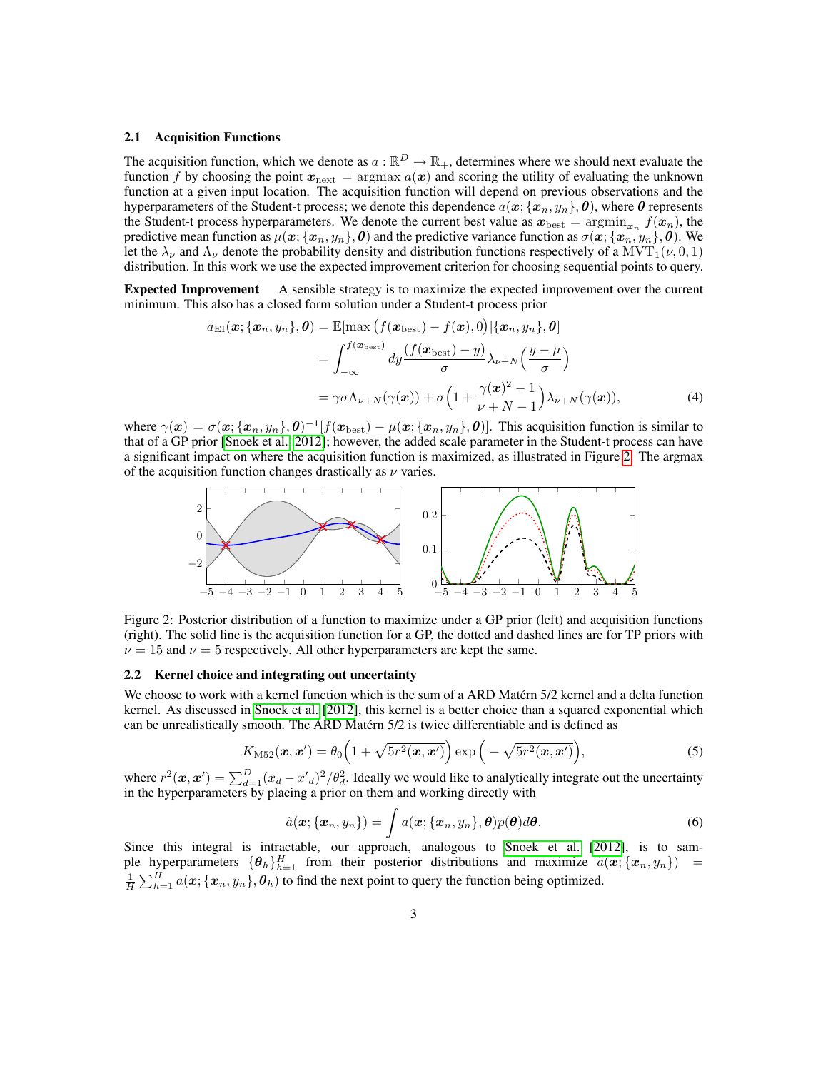### 2.1 Acquisition Functions

The acquisition function, which we denote as $a : \mathbb{R}^D \to \mathbb{R}_+$, determines where we should next evaluate the function $f$ by choosing the point $\boldsymbol{x}_{\text{next}} = \operatorname{argmax}\, a(\boldsymbol{x})$ and scoring the utility of evaluating the unknown function at a given input location. The acquisition function will depend on previous observations and the hyperparameters of the Student-t process; we denote this dependence $a(\boldsymbol{x}; \{\boldsymbol{x}_n, y_n\}, \boldsymbol{\theta})$, where $\boldsymbol{\theta}$ represents the Student-t process hyperparameters. We denote the current best value as $\boldsymbol{x}_{\text{best}} = \operatorname{argmin}_{\boldsymbol{x}_n} f(\boldsymbol{x}_n)$, the predictive mean function as $\mu(\boldsymbol{x}; \{\boldsymbol{x}_n, y_n\}, \boldsymbol{\theta})$ and the predictive variance function as $\sigma(\boldsymbol{x}; \{\boldsymbol{x}_n, y_n\}, \boldsymbol{\theta})$. We let the $\lambda_\nu$ and $\Lambda_\nu$ denote the probability density and distribution functions respectively of a $\text{MVT}_1(\nu, 0, 1)$ distribution. In this work we use the expected improvement criterion for choosing sequential points to query.

**Expected Improvement** A sensible strategy is to maximize the expected improvement over the current minimum. This also has a closed form solution under a Student-t process prior

$$
\begin{aligned}
a_{\text{EI}}(\boldsymbol{x}; \{\boldsymbol{x}_n, y_n\}, \boldsymbol{\theta}) &= \mathbb{E}[\max\left(f(\boldsymbol{x}_{\text{best}}) - f(\boldsymbol{x}), 0\right) | \{\boldsymbol{x}_n, y_n\}, \boldsymbol{\theta}] \\
&= \int_{-\infty}^{f(\boldsymbol{x}_{\text{best}})} dy \frac{(f(\boldsymbol{x}_{\text{best}}) - y)}{\sigma} \lambda_{\nu+N}\Big(\frac{y - \mu}{\sigma}\Big) \\
&= \gamma \sigma \Lambda_{\nu+N}(\gamma(\boldsymbol{x})) + \sigma\Big(1 + \frac{\gamma(\boldsymbol{x})^2 - 1}{\nu + N - 1}\Big) \lambda_{\nu+N}(\gamma(\boldsymbol{x})),
\end{aligned} \tag{4}
$$

where $\gamma(\boldsymbol{x}) = \sigma(\boldsymbol{x}; \{\boldsymbol{x}_n, y_n\}, \boldsymbol{\theta})^{-1}[f(\boldsymbol{x}_{\text{best}}) - \mu(\boldsymbol{x}; \{\boldsymbol{x}_n, y_n\}, \boldsymbol{\theta})]$. This acquisition function is similar to that of a GP prior [Snoek et al., 2012]; however, the added scale parameter in the Student-t process can have a significant impact on where the acquisition function is maximized, as illustrated in Figure 2. The argmax of the acquisition function changes drastically as $\nu$ varies.

Figure 2: Posterior distribution of a function to maximize under a GP prior (left) and acquisition functions (right). The solid line is the acquisition function for a GP, the dotted and dashed lines are for TP priors with $\nu = 15$ and $\nu = 5$ respectively. All other hyperparameters are kept the same.

### 2.2 Kernel choice and integrating out uncertainty

We choose to work with a kernel function which is the sum of a ARD Matérn 5/2 kernel and a delta function kernel. As discussed in Snoek et al. [2012], this kernel is a better choice than a squared exponential which can be unrealistically smooth. The ARD Matérn 5/2 is twice differentiable and is defined as

$$
K_{\text{M52}}(\boldsymbol{x}, \boldsymbol{x}') = \theta_0 \Big(1 + \sqrt{5 r^2(\boldsymbol{x}, \boldsymbol{x}')}\Big) \exp\Big(-\sqrt{5 r^2(\boldsymbol{x}, \boldsymbol{x}')}\Big), \tag{5}
$$

where $r^2(\boldsymbol{x}, \boldsymbol{x}') = \sum_{d=1}^{D} (x_d - x'_d)^2 / \theta_d^2$. Ideally we would like to analytically integrate out the uncertainty in the hyperparameters by placing a prior on them and working directly with

$$
\hat{a}(\boldsymbol{x}; \{\boldsymbol{x}_n, y_n\}) = \int a(\boldsymbol{x}; \{\boldsymbol{x}_n, y_n\}, \boldsymbol{\theta}) p(\boldsymbol{\theta}) d\boldsymbol{\theta}. \tag{6}
$$

Since this integral is intractable, our approach, analogous to Snoek et al. [2012], is to sample hyperparameters $\{\boldsymbol{\theta}_h\}_{h=1}^{H}$ from their posterior distributions and maximize $\tilde{a}(\boldsymbol{x}; \{\boldsymbol{x}_n, y_n\}) = \frac{1}{H} \sum_{h=1}^{H} a(\boldsymbol{x}; \{\boldsymbol{x}_n, y_n\}, \boldsymbol{\theta}_h)$ to find the next point to query the function being optimized.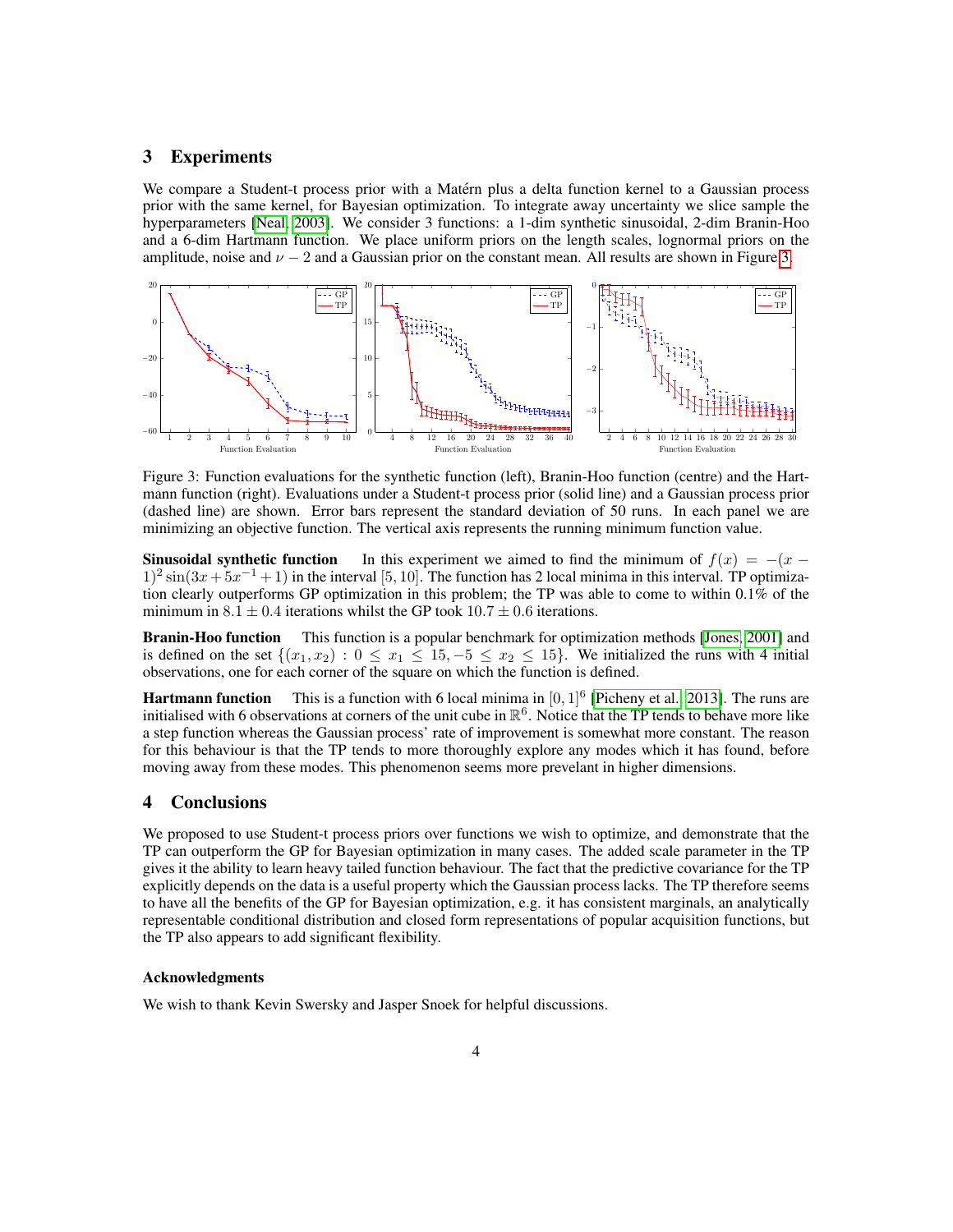## 3 Experiments

We compare a Student-t process prior with a Matérn plus a delta function kernel to a Gaussian process prior with the same kernel, for Bayesian optimization. To integrate away uncertainty we slice sample the hyperparameters [Neal, 2003]. We consider 3 functions: a 1-dim synthetic sinusoidal, 2-dim Branin-Hoo and a 6-dim Hartmann function. We place uniform priors on the length scales, lognormal priors on the amplitude, noise and $\nu - 2$ and a Gaussian prior on the constant mean. All results are shown in Figure 3.

Figure 3: Function evaluations for the synthetic function (left), Branin-Hoo function (centre) and the Hartmann function (right). Evaluations under a Student-t process prior (solid line) and a Gaussian process prior (dashed line) are shown. Error bars represent the standard deviation of 50 runs. In each panel we are minimizing an objective function. The vertical axis represents the running minimum function value.

**Sinusoidal synthetic function** In this experiment we aimed to find the minimum of $f(x) = -(x-1)^2 \sin(3x + 5x^{-1} + 1)$ in the interval $[5, 10]$. The function has 2 local minima in this interval. TP optimization clearly outperforms GP optimization in this problem; the TP was able to come to within 0.1% of the minimum in $8.1 \pm 0.4$ iterations whilst the GP took $10.7 \pm 0.6$ iterations.

**Branin-Hoo function** This function is a popular benchmark for optimization methods [Jones, 2001] and is defined on the set $\{(x_1, x_2) : 0 \leq x_1 \leq 15, -5 \leq x_2 \leq 15\}$. We initialized the runs with 4 initial observations, one for each corner of the square on which the function is defined.

**Hartmann function** This is a function with 6 local minima in $[0, 1]^6$ [Picheny et al., 2013]. The runs are initialised with 6 observations at corners of the unit cube in $\mathbb{R}^6$. Notice that the TP tends to behave more like a step function whereas the Gaussian process' rate of improvement is somewhat more constant. The reason for this behaviour is that the TP tends to more thoroughly explore any modes which it has found, before moving away from these modes. This phenomenon seems more prevelant in higher dimensions.

## 4 Conclusions

We proposed to use Student-t process priors over functions we wish to optimize, and demonstrate that the TP can outperform the GP for Bayesian optimization in many cases. The added scale parameter in the TP gives it the ability to learn heavy tailed function behaviour. The fact that the predictive covariance for the TP explicitly depends on the data is a useful property which the Gaussian process lacks. The TP therefore seems to have all the benefits of the GP for Bayesian optimization, e.g. it has consistent marginals, an analytically representable conditional distribution and closed form representations of popular acquisition functions, but the TP also appears to add significant flexibility.

### Acknowledgments

We wish to thank Kevin Swersky and Jasper Snoek for helpful discussions.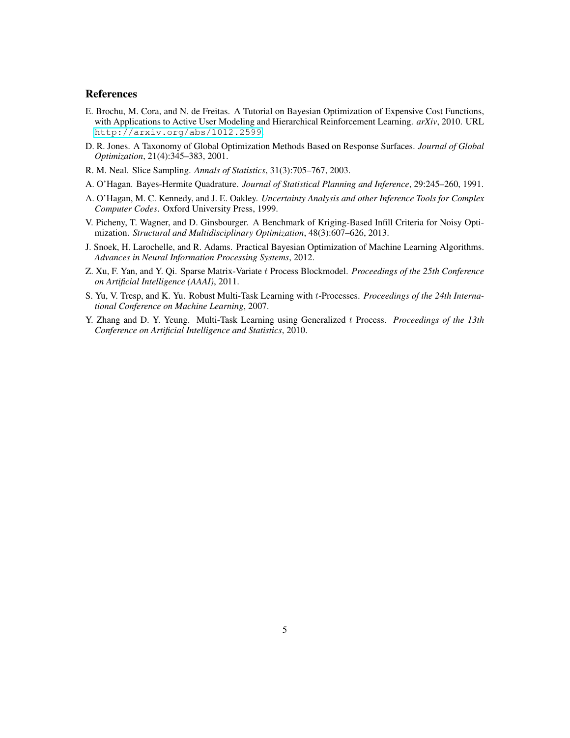## References

E. Brochu, M. Cora, and N. de Freitas. A Tutorial on Bayesian Optimization of Expensive Cost Functions, with Applications to Active User Modeling and Hierarchical Reinforcement Learning. *arXiv*, 2010. URL http://arxiv.org/abs/1012.2599.

D. R. Jones. A Taxonomy of Global Optimization Methods Based on Response Surfaces. *Journal of Global Optimization*, 21(4):345–383, 2001.

R. M. Neal. Slice Sampling. *Annals of Statistics*, 31(3):705–767, 2003.

A. O'Hagan. Bayes-Hermite Quadrature. *Journal of Statistical Planning and Inference*, 29:245–260, 1991.

A. O'Hagan, M. C. Kennedy, and J. E. Oakley. *Uncertainty Analysis and other Inference Tools for Complex Computer Codes*. Oxford University Press, 1999.

V. Picheny, T. Wagner, and D. Ginsbourger. A Benchmark of Kriging-Based Infill Criteria for Noisy Optimization. *Structural and Multidisciplinary Optimization*, 48(3):607–626, 2013.

J. Snoek, H. Larochelle, and R. Adams. Practical Bayesian Optimization of Machine Learning Algorithms. *Advances in Neural Information Processing Systems*, 2012.

Z. Xu, F. Yan, and Y. Qi. Sparse Matrix-Variate $t$ Process Blockmodel. *Proceedings of the 25th Conference on Artificial Intelligence (AAAI)*, 2011.

S. Yu, V. Tresp, and K. Yu. Robust Multi-Task Learning with $t$-Processes. *Proceedings of the 24th International Conference on Machine Learning*, 2007.

Y. Zhang and D. Y. Yeung. Multi-Task Learning using Generalized $t$ Process. *Proceedings of the 13th Conference on Artificial Intelligence and Statistics*, 2010.